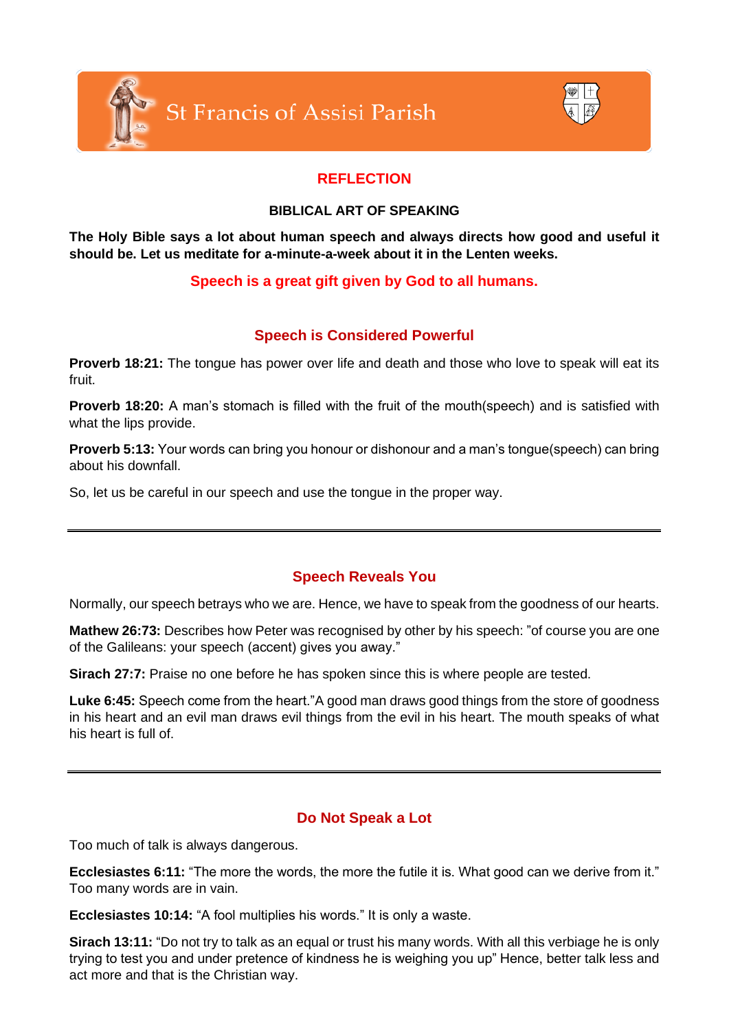St Francis of Assisi Parish

# REFLECTION

## BIBLICAL ART OF SPEAKING

**The Holy Bible says a lot about human speech and always directs how good and useful it should be. Let us meditate for a-minute-a-week about it in the Lenten weeks.**

**Speech is a great gift given by God to all humans.**

### Speech is Considered Powerful

**Proverb 18:21:** The tongue has power over life and death and those who love to speak will eat its fruit.

**Proverb 18:20:** A man's stomach is filled with the fruit of the mouth(speech) and is satisfied with what the lips provide.

**Proverb 5:13:** Your words can bring you honour or dishonour and a man's tongue(speech) can bring about his downfall.

So, let us be careful in our speech and use the tongue in the proper way.

---

### Speech Reveals You

Normally, our speech betrays who we are. Hence, we have to speak from the goodness of our hearts.

**Mathew 26:73:** Describes how Peter was recognised by other by his speech: "of course you are one of the Galileans: your speech (accent) gives you away."

**Sirach 27:7:** Praise no one before he has spoken since this is where people are tested.

**Luke 6:45:** Speech come from the heart."A good man draws good things from the store of goodness in his heart and an evil man draws evil things from the evil in his heart. The mouth speaks of what his heart is full of.

---

### Do Not Speak a Lot

Too much of talk is always dangerous.

**Ecclesiastes 6:11:** "The more the words, the more the futile it is. What good can we derive from it." Too many words are in vain.

**Ecclesiastes 10:14:** "A fool multiplies his words." It is only a waste.

**Sirach 13:11:** "Do not try to talk as an equal or trust his many words. With all this verbiage he is only trying to test you and under pretence of kindness he is weighing you up" Hence, better talk less and act more and that is the Christian way.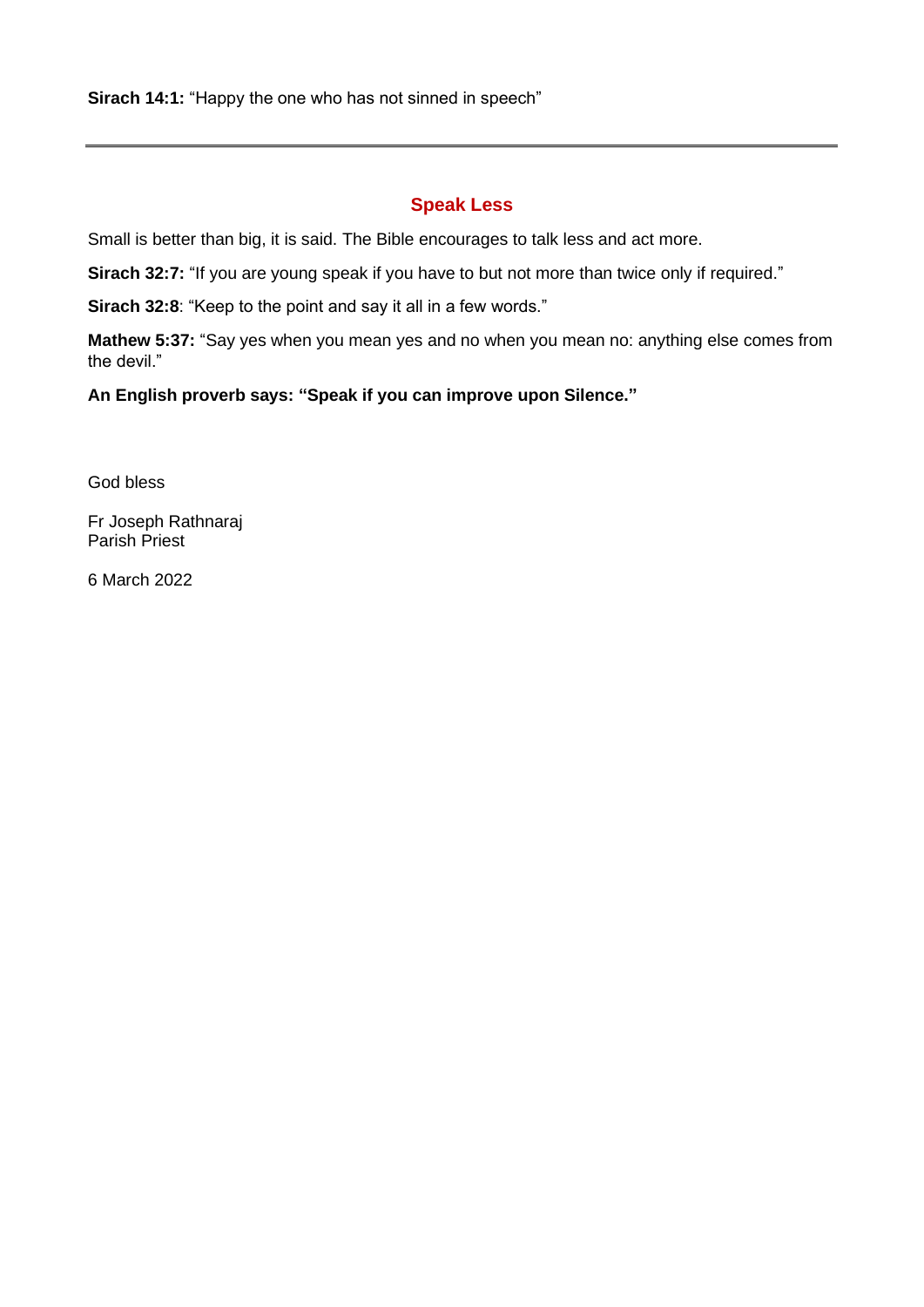**Sirach 14:1:** "Happy the one who has not sinned in speech"

---

## Speak Less

Small is better than big, it is said. The Bible encourages to talk less and act more.

**Sirach 32:7:** "If you are young speak if you have to but not more than twice only if required."

**Sirach 32:8**: "Keep to the point and say it all in a few words."

**Mathew 5:37:** "Say yes when you mean yes and no when you mean no: anything else comes from the devil."

**An English proverb says: "Speak if you can improve upon Silence."**

God bless

Fr Joseph Rathnaraj
Parish Priest

6 March 2022